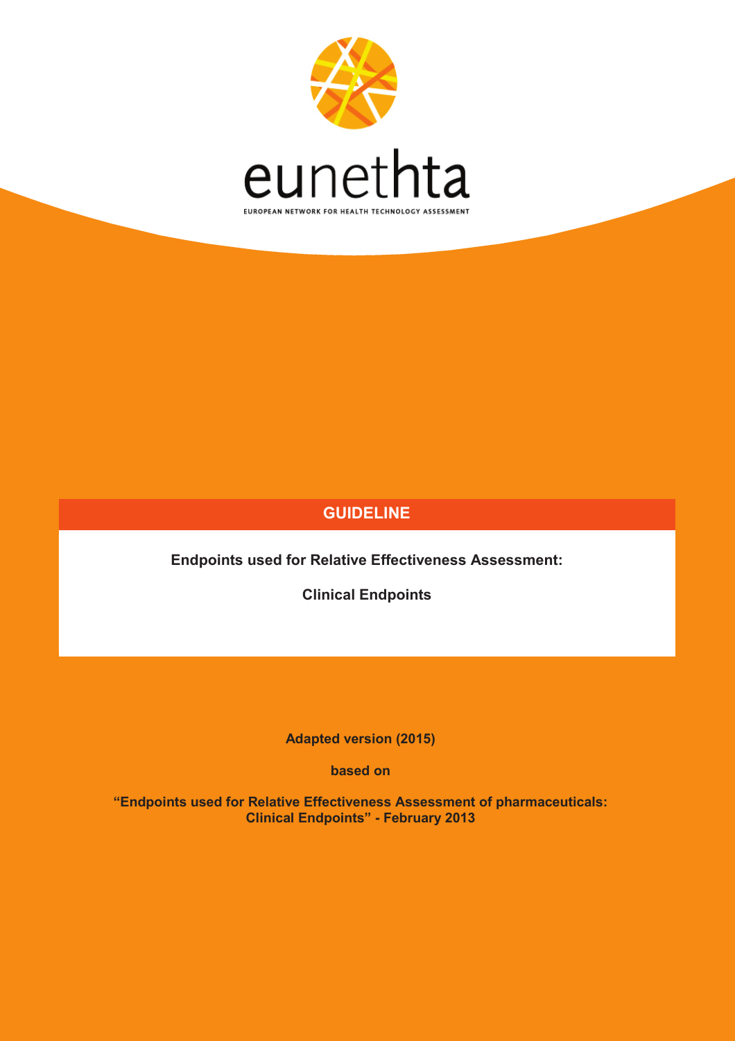eunethta

EUROPEAN NETWORK FOR HEALTH TECHNOLOGY ASSESSMENT

# GUIDELINE

**Endpoints used for Relative Effectiveness Assessment:**

**Clinical Endpoints**

**Adapted version (2015)**

**based on**

**"Endpoints used for Relative Effectiveness Assessment of pharmaceuticals: Clinical Endpoints" - February 2013**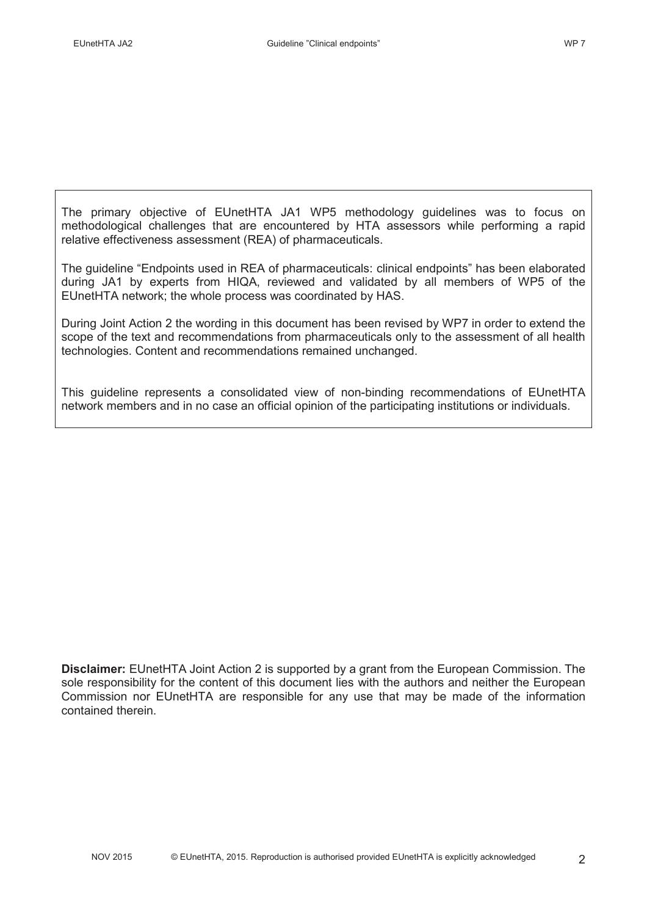The primary objective of EUnetHTA JA1 WP5 methodology guidelines was to focus on methodological challenges that are encountered by HTA assessors while performing a rapid relative effectiveness assessment (REA) of pharmaceuticals.

The guideline "Endpoints used in REA of pharmaceuticals: clinical endpoints" has been elaborated during JA1 by experts from HIQA, reviewed and validated by all members of WP5 of the EUnetHTA network; the whole process was coordinated by HAS.

During Joint Action 2 the wording in this document has been revised by WP7 in order to extend the scope of the text and recommendations from pharmaceuticals only to the assessment of all health technologies. Content and recommendations remained unchanged.

This guideline represents a consolidated view of non-binding recommendations of EUnetHTA network members and in no case an official opinion of the participating institutions or individuals.

**Disclaimer:** EUnetHTA Joint Action 2 is supported by a grant from the European Commission. The sole responsibility for the content of this document lies with the authors and neither the European Commission nor EUnetHTA are responsible for any use that may be made of the information contained therein.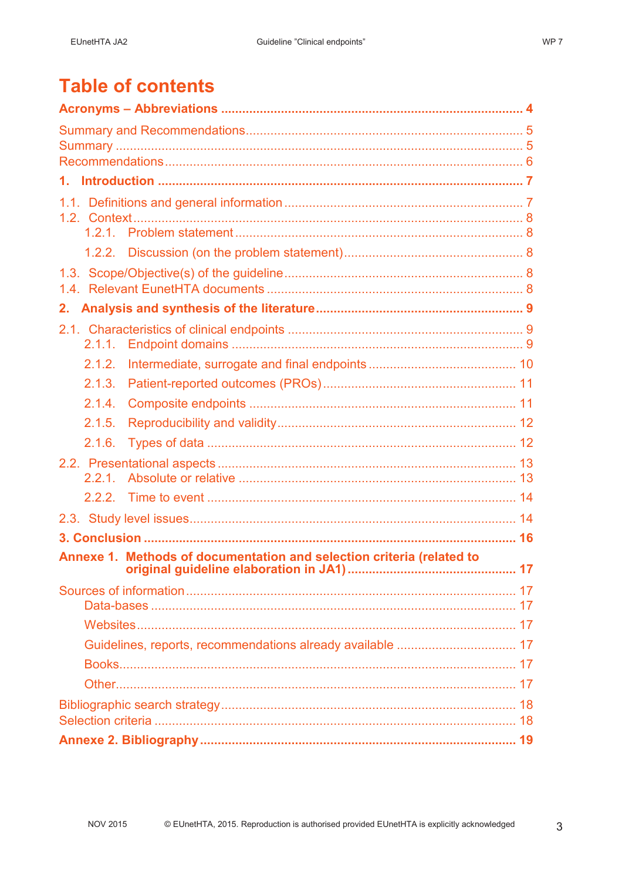# Table of contents

**Acronyms – Abbreviations** ........................................ 4

Summary and Recommendations ........................................ 5
Summary ........................................ 5
Recommendations ........................................ 6

**1. Introduction** ........................................ 7

1.1. Definitions and general information ........................................ 7
1.2. Context ........................................ 8
  1.2.1. Problem statement ........................................ 8
  1.2.2. Discussion (on the problem statement) ........................................ 8
1.3. Scope/Objective(s) of the guideline ........................................ 8
1.4. Relevant EunetHTA documents ........................................ 8

**2. Analysis and synthesis of the literature** ........................................ 9

2.1. Characteristics of clinical endpoints ........................................ 9
  2.1.1. Endpoint domains ........................................ 9
  2.1.2. Intermediate, surrogate and final endpoints ........................................ 10
  2.1.3. Patient-reported outcomes (PROs) ........................................ 11
  2.1.4. Composite endpoints ........................................ 11
  2.1.5. Reproducibility and validity ........................................ 12
  2.1.6. Types of data ........................................ 12
2.2. Presentational aspects ........................................ 13
  2.2.1. Absolute or relative ........................................ 13
  2.2.2. Time to event ........................................ 14
2.3. Study level issues ........................................ 14

**3. Conclusion** ........................................ 16

**Annexe 1. Methods of documentation and selection criteria (related to original guideline elaboration in JA1)** ........................................ 17

Sources of information ........................................ 17
  Data-bases ........................................ 17
  Websites ........................................ 17
  Guidelines, reports, recommendations already available ........................................ 17
  Books ........................................ 17
  Other ........................................ 17
Bibliographic search strategy ........................................ 18
Selection criteria ........................................ 18

**Annexe 2. Bibliography** ........................................ 19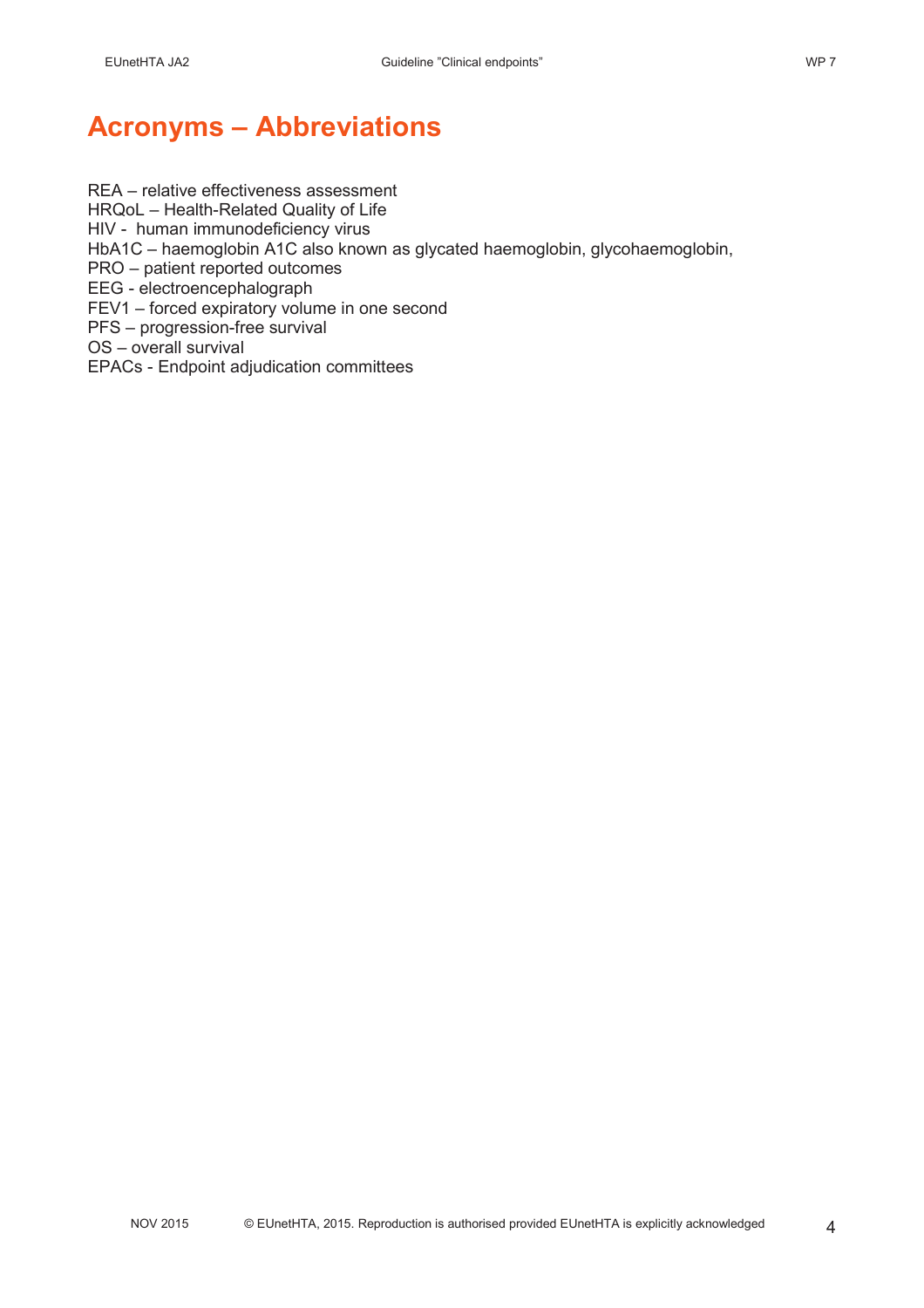# Acronyms – Abbreviations

REA – relative effectiveness assessment
HRQoL – Health-Related Quality of Life
HIV - human immunodeficiency virus
HbA1C – haemoglobin A1C also known as glycated haemoglobin, glycohaemoglobin,
PRO – patient reported outcomes
EEG - electroencephalograph
FEV1 – forced expiratory volume in one second
PFS – progression-free survival
OS – overall survival
EPACs - Endpoint adjudication committees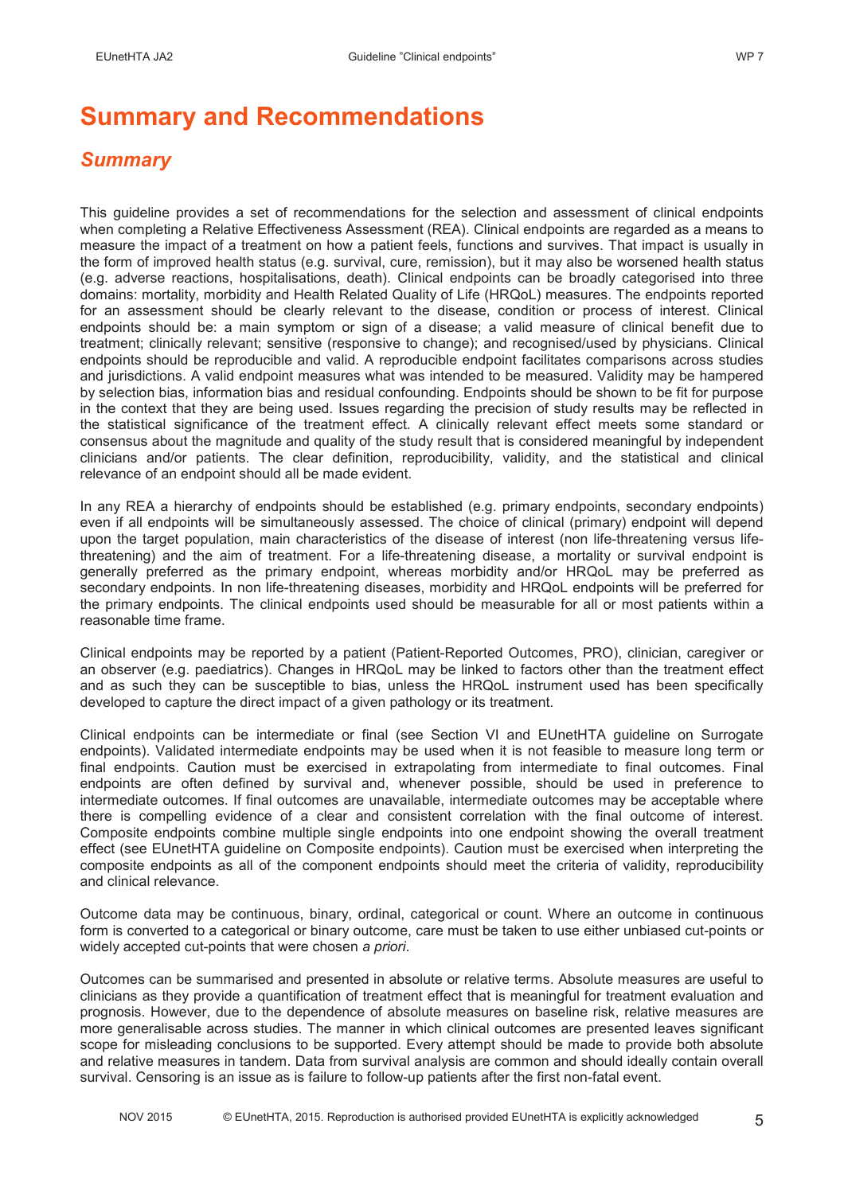# Summary and Recommendations

## *Summary*

This guideline provides a set of recommendations for the selection and assessment of clinical endpoints when completing a Relative Effectiveness Assessment (REA). Clinical endpoints are regarded as a means to measure the impact of a treatment on how a patient feels, functions and survives. That impact is usually in the form of improved health status (e.g. survival, cure, remission), but it may also be worsened health status (e.g. adverse reactions, hospitalisations, death). Clinical endpoints can be broadly categorised into three domains: mortality, morbidity and Health Related Quality of Life (HRQoL) measures. The endpoints reported for an assessment should be clearly relevant to the disease, condition or process of interest. Clinical endpoints should be: a main symptom or sign of a disease; a valid measure of clinical benefit due to treatment; clinically relevant; sensitive (responsive to change); and recognised/used by physicians. Clinical endpoints should be reproducible and valid. A reproducible endpoint facilitates comparisons across studies and jurisdictions. A valid endpoint measures what was intended to be measured. Validity may be hampered by selection bias, information bias and residual confounding. Endpoints should be shown to be fit for purpose in the context that they are being used. Issues regarding the precision of study results may be reflected in the statistical significance of the treatment effect. A clinically relevant effect meets some standard or consensus about the magnitude and quality of the study result that is considered meaningful by independent clinicians and/or patients. The clear definition, reproducibility, validity, and the statistical and clinical relevance of an endpoint should all be made evident.

In any REA a hierarchy of endpoints should be established (e.g. primary endpoints, secondary endpoints) even if all endpoints will be simultaneously assessed. The choice of clinical (primary) endpoint will depend upon the target population, main characteristics of the disease of interest (non life-threatening versus life-threatening) and the aim of treatment. For a life-threatening disease, a mortality or survival endpoint is generally preferred as the primary endpoint, whereas morbidity and/or HRQoL may be preferred as secondary endpoints. In non life-threatening diseases, morbidity and HRQoL endpoints will be preferred for the primary endpoints. The clinical endpoints used should be measurable for all or most patients within a reasonable time frame.

Clinical endpoints may be reported by a patient (Patient-Reported Outcomes, PRO), clinician, caregiver or an observer (e.g. paediatrics). Changes in HRQoL may be linked to factors other than the treatment effect and as such they can be susceptible to bias, unless the HRQoL instrument used has been specifically developed to capture the direct impact of a given pathology or its treatment.

Clinical endpoints can be intermediate or final (see Section VI and EUnetHTA guideline on Surrogate endpoints). Validated intermediate endpoints may be used when it is not feasible to measure long term or final endpoints. Caution must be exercised in extrapolating from intermediate to final outcomes. Final endpoints are often defined by survival and, whenever possible, should be used in preference to intermediate outcomes. If final outcomes are unavailable, intermediate outcomes may be acceptable where there is compelling evidence of a clear and consistent correlation with the final outcome of interest. Composite endpoints combine multiple single endpoints into one endpoint showing the overall treatment effect (see EUnetHTA guideline on Composite endpoints). Caution must be exercised when interpreting the composite endpoints as all of the component endpoints should meet the criteria of validity, reproducibility and clinical relevance.

Outcome data may be continuous, binary, ordinal, categorical or count. Where an outcome in continuous form is converted to a categorical or binary outcome, care must be taken to use either unbiased cut-points or widely accepted cut-points that were chosen *a priori*.

Outcomes can be summarised and presented in absolute or relative terms. Absolute measures are useful to clinicians as they provide a quantification of treatment effect that is meaningful for treatment evaluation and prognosis. However, due to the dependence of absolute measures on baseline risk, relative measures are more generalisable across studies. The manner in which clinical outcomes are presented leaves significant scope for misleading conclusions to be supported. Every attempt should be made to provide both absolute and relative measures in tandem. Data from survival analysis are common and should ideally contain overall survival. Censoring is an issue as is failure to follow-up patients after the first non-fatal event.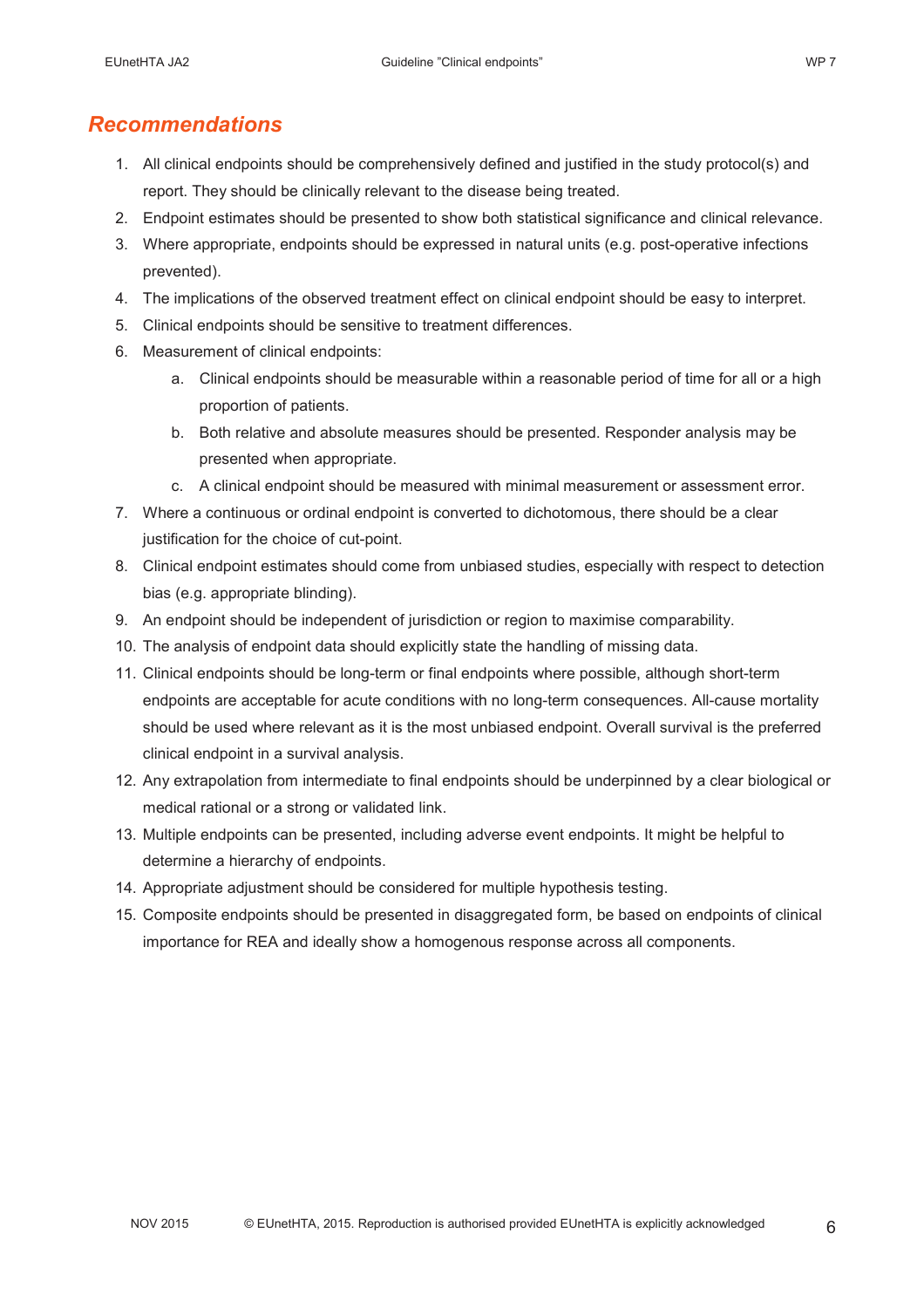## *Recommendations*

1. All clinical endpoints should be comprehensively defined and justified in the study protocol(s) and report. They should be clinically relevant to the disease being treated.
2. Endpoint estimates should be presented to show both statistical significance and clinical relevance.
3. Where appropriate, endpoints should be expressed in natural units (e.g. post-operative infections prevented).
4. The implications of the observed treatment effect on clinical endpoint should be easy to interpret.
5. Clinical endpoints should be sensitive to treatment differences.
6. Measurement of clinical endpoints:
   a. Clinical endpoints should be measurable within a reasonable period of time for all or a high proportion of patients.
   b. Both relative and absolute measures should be presented. Responder analysis may be presented when appropriate.
   c. A clinical endpoint should be measured with minimal measurement or assessment error.
7. Where a continuous or ordinal endpoint is converted to dichotomous, there should be a clear justification for the choice of cut-point.
8. Clinical endpoint estimates should come from unbiased studies, especially with respect to detection bias (e.g. appropriate blinding).
9. An endpoint should be independent of jurisdiction or region to maximise comparability.
10. The analysis of endpoint data should explicitly state the handling of missing data.
11. Clinical endpoints should be long-term or final endpoints where possible, although short-term endpoints are acceptable for acute conditions with no long-term consequences. All-cause mortality should be used where relevant as it is the most unbiased endpoint. Overall survival is the preferred clinical endpoint in a survival analysis.
12. Any extrapolation from intermediate to final endpoints should be underpinned by a clear biological or medical rational or a strong or validated link.
13. Multiple endpoints can be presented, including adverse event endpoints. It might be helpful to determine a hierarchy of endpoints.
14. Appropriate adjustment should be considered for multiple hypothesis testing.
15. Composite endpoints should be presented in disaggregated form, be based on endpoints of clinical importance for REA and ideally show a homogenous response across all components.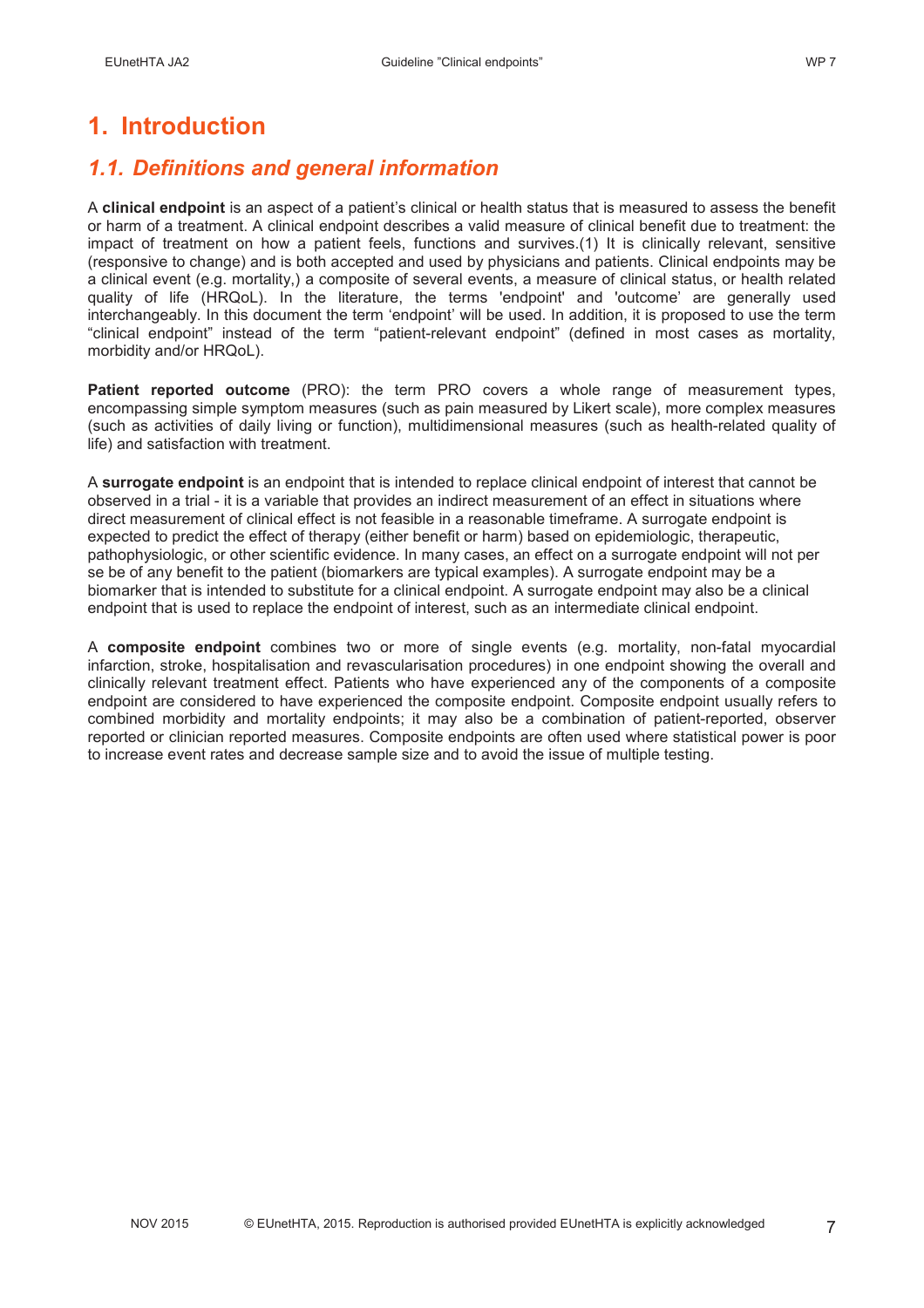# 1. Introduction

## *1.1. Definitions and general information*

A **clinical endpoint** is an aspect of a patient's clinical or health status that is measured to assess the benefit or harm of a treatment. A clinical endpoint describes a valid measure of clinical benefit due to treatment: the impact of treatment on how a patient feels, functions and survives.(1) It is clinically relevant, sensitive (responsive to change) and is both accepted and used by physicians and patients. Clinical endpoints may be a clinical event (e.g. mortality,) a composite of several events, a measure of clinical status, or health related quality of life (HRQoL). In the literature, the terms 'endpoint' and 'outcome' are generally used interchangeably. In this document the term 'endpoint' will be used. In addition, it is proposed to use the term "clinical endpoint" instead of the term "patient-relevant endpoint" (defined in most cases as mortality, morbidity and/or HRQoL).

**Patient reported outcome** (PRO): the term PRO covers a whole range of measurement types, encompassing simple symptom measures (such as pain measured by Likert scale), more complex measures (such as activities of daily living or function), multidimensional measures (such as health-related quality of life) and satisfaction with treatment.

A **surrogate endpoint** is an endpoint that is intended to replace clinical endpoint of interest that cannot be observed in a trial - it is a variable that provides an indirect measurement of an effect in situations where direct measurement of clinical effect is not feasible in a reasonable timeframe. A surrogate endpoint is expected to predict the effect of therapy (either benefit or harm) based on epidemiologic, therapeutic, pathophysiologic, or other scientific evidence. In many cases, an effect on a surrogate endpoint will not per se be of any benefit to the patient (biomarkers are typical examples). A surrogate endpoint may be a biomarker that is intended to substitute for a clinical endpoint. A surrogate endpoint may also be a clinical endpoint that is used to replace the endpoint of interest, such as an intermediate clinical endpoint.

A **composite endpoint** combines two or more of single events (e.g. mortality, non-fatal myocardial infarction, stroke, hospitalisation and revascularisation procedures) in one endpoint showing the overall and clinically relevant treatment effect. Patients who have experienced any of the components of a composite endpoint are considered to have experienced the composite endpoint. Composite endpoint usually refers to combined morbidity and mortality endpoints; it may also be a combination of patient-reported, observer reported or clinician reported measures. Composite endpoints are often used where statistical power is poor to increase event rates and decrease sample size and to avoid the issue of multiple testing.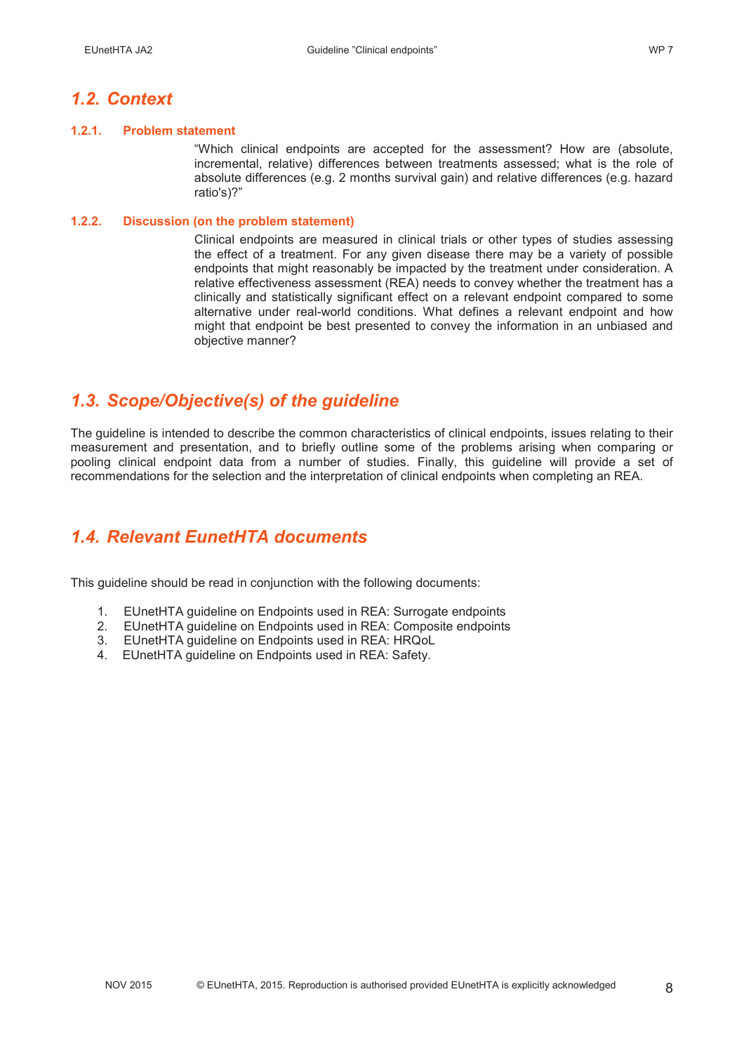## 1.2. Context

### 1.2.1. Problem statement

"Which clinical endpoints are accepted for the assessment? How are (absolute, incremental, relative) differences between treatments assessed; what is the role of absolute differences (e.g. 2 months survival gain) and relative differences (e.g. hazard ratio's)?"

### 1.2.2. Discussion (on the problem statement)

Clinical endpoints are measured in clinical trials or other types of studies assessing the effect of a treatment. For any given disease there may be a variety of possible endpoints that might reasonably be impacted by the treatment under consideration. A relative effectiveness assessment (REA) needs to convey whether the treatment has a clinically and statistically significant effect on a relevant endpoint compared to some alternative under real-world conditions. What defines a relevant endpoint and how might that endpoint be best presented to convey the information in an unbiased and objective manner?

## 1.3. Scope/Objective(s) of the guideline

The guideline is intended to describe the common characteristics of clinical endpoints, issues relating to their measurement and presentation, and to briefly outline some of the problems arising when comparing or pooling clinical endpoint data from a number of studies. Finally, this guideline will provide a set of recommendations for the selection and the interpretation of clinical endpoints when completing an REA.

## 1.4. Relevant EunetHTA documents

This guideline should be read in conjunction with the following documents:

1. EUnetHTA guideline on Endpoints used in REA: Surrogate endpoints
2. EUnetHTA guideline on Endpoints used in REA: Composite endpoints
3. EUnetHTA guideline on Endpoints used in REA: HRQoL
4. EUnetHTA guideline on Endpoints used in REA: Safety.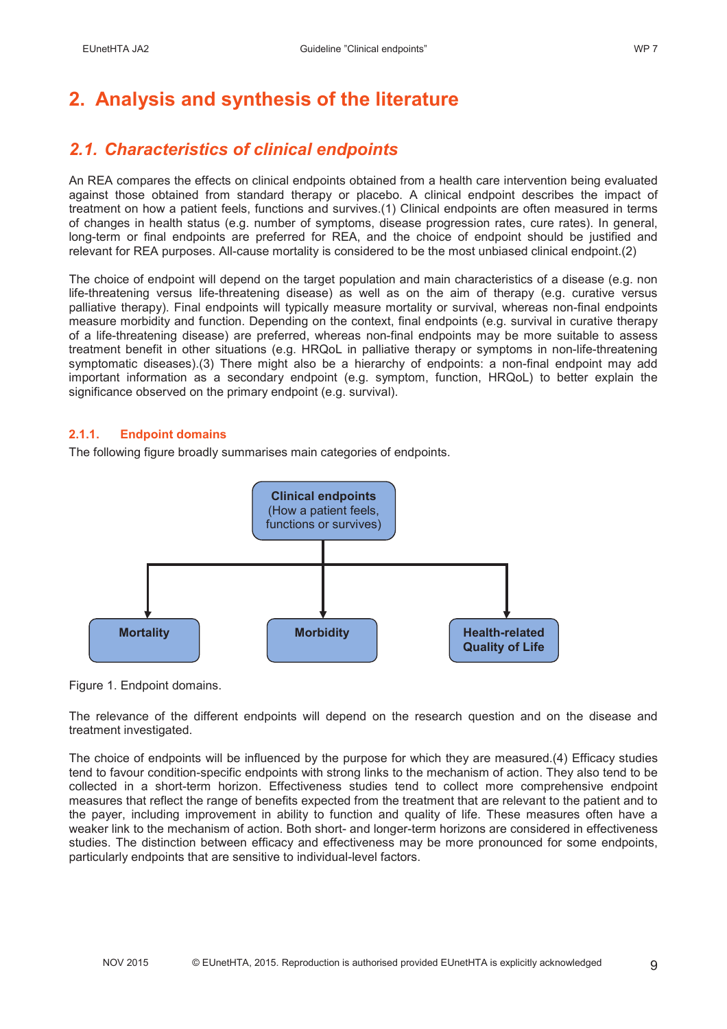# 2. Analysis and synthesis of the literature

## 2.1. Characteristics of clinical endpoints

An REA compares the effects on clinical endpoints obtained from a health care intervention being evaluated against those obtained from standard therapy or placebo. A clinical endpoint describes the impact of treatment on how a patient feels, functions and survives.(1) Clinical endpoints are often measured in terms of changes in health status (e.g. number of symptoms, disease progression rates, cure rates). In general, long-term or final endpoints are preferred for REA, and the choice of endpoint should be justified and relevant for REA purposes. All-cause mortality is considered to be the most unbiased clinical endpoint.(2)

The choice of endpoint will depend on the target population and main characteristics of a disease (e.g. non life-threatening versus life-threatening disease) as well as on the aim of therapy (e.g. curative versus palliative therapy). Final endpoints will typically measure mortality or survival, whereas non-final endpoints measure morbidity and function. Depending on the context, final endpoints (e.g. survival in curative therapy of a life-threatening disease) are preferred, whereas non-final endpoints may be more suitable to assess treatment benefit in other situations (e.g. HRQoL in palliative therapy or symptoms in non-life-threatening symptomatic diseases).(3) There might also be a hierarchy of endpoints: a non-final endpoint may add important information as a secondary endpoint (e.g. symptom, function, HRQoL) to better explain the significance observed on the primary endpoint (e.g. survival).

### 2.1.1. Endpoint domains

The following figure broadly summarises main categories of endpoints.

**Clinical endpoints** (How a patient feels, functions or survives)

- **Mortality**
- **Morbidity**
- **Health-related Quality of Life**

Figure 1. Endpoint domains.

The relevance of the different endpoints will depend on the research question and on the disease and treatment investigated.

The choice of endpoints will be influenced by the purpose for which they are measured.(4) Efficacy studies tend to favour condition-specific endpoints with strong links to the mechanism of action. They also tend to be collected in a short-term horizon. Effectiveness studies tend to collect more comprehensive endpoint measures that reflect the range of benefits expected from the treatment that are relevant to the patient and to the payer, including improvement in ability to function and quality of life. These measures often have a weaker link to the mechanism of action. Both short- and longer-term horizons are considered in effectiveness studies. The distinction between efficacy and effectiveness may be more pronounced for some endpoints, particularly endpoints that are sensitive to individual-level factors.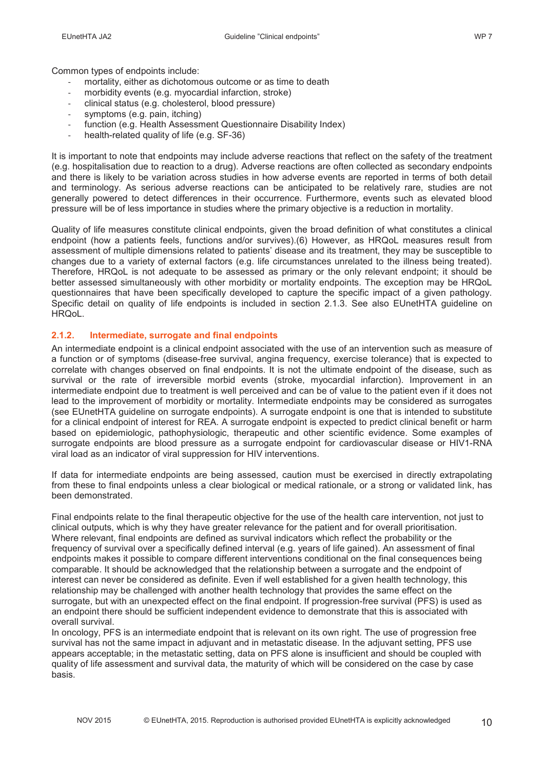Common types of endpoints include:

- mortality, either as dichotomous outcome or as time to death
- morbidity events (e.g. myocardial infarction, stroke)
- clinical status (e.g. cholesterol, blood pressure)
- symptoms (e.g. pain, itching)
- function (e.g. Health Assessment Questionnaire Disability Index)
- health-related quality of life (e.g. SF-36)

It is important to note that endpoints may include adverse reactions that reflect on the safety of the treatment (e.g. hospitalisation due to reaction to a drug). Adverse reactions are often collected as secondary endpoints and there is likely to be variation across studies in how adverse events are reported in terms of both detail and terminology. As serious adverse reactions can be anticipated to be relatively rare, studies are not generally powered to detect differences in their occurrence. Furthermore, events such as elevated blood pressure will be of less importance in studies where the primary objective is a reduction in mortality.

Quality of life measures constitute clinical endpoints, given the broad definition of what constitutes a clinical endpoint (how a patients feels, functions and/or survives).(6) However, as HRQoL measures result from assessment of multiple dimensions related to patients' disease and its treatment, they may be susceptible to changes due to a variety of external factors (e.g. life circumstances unrelated to the illness being treated). Therefore, HRQoL is not adequate to be assessed as primary or the only relevant endpoint; it should be better assessed simultaneously with other morbidity or mortality endpoints. The exception may be HRQoL questionnaires that have been specifically developed to capture the specific impact of a given pathology. Specific detail on quality of life endpoints is included in section 2.1.3. See also EUnetHTA guideline on HRQoL.

### 2.1.2. Intermediate, surrogate and final endpoints

An intermediate endpoint is a clinical endpoint associated with the use of an intervention such as measure of a function or of symptoms (disease-free survival, angina frequency, exercise tolerance) that is expected to correlate with changes observed on final endpoints. It is not the ultimate endpoint of the disease, such as survival or the rate of irreversible morbid events (stroke, myocardial infarction). Improvement in an intermediate endpoint due to treatment is well perceived and can be of value to the patient even if it does not lead to the improvement of morbidity or mortality. Intermediate endpoints may be considered as surrogates (see EUnetHTA guideline on surrogate endpoints). A surrogate endpoint is one that is intended to substitute for a clinical endpoint of interest for REA. A surrogate endpoint is expected to predict clinical benefit or harm based on epidemiologic, pathophysiologic, therapeutic and other scientific evidence. Some examples of surrogate endpoints are blood pressure as a surrogate endpoint for cardiovascular disease or HIV1-RNA viral load as an indicator of viral suppression for HIV interventions.

If data for intermediate endpoints are being assessed, caution must be exercised in directly extrapolating from these to final endpoints unless a clear biological or medical rationale, or a strong or validated link, has been demonstrated.

Final endpoints relate to the final therapeutic objective for the use of the health care intervention, not just to clinical outputs, which is why they have greater relevance for the patient and for overall prioritisation. Where relevant, final endpoints are defined as survival indicators which reflect the probability or the frequency of survival over a specifically defined interval (e.g. years of life gained). An assessment of final endpoints makes it possible to compare different interventions conditional on the final consequences being comparable. It should be acknowledged that the relationship between a surrogate and the endpoint of interest can never be considered as definite. Even if well established for a given health technology, this relationship may be challenged with another health technology that provides the same effect on the surrogate, but with an unexpected effect on the final endpoint. If progression-free survival (PFS) is used as an endpoint there should be sufficient independent evidence to demonstrate that this is associated with overall survival.

In oncology, PFS is an intermediate endpoint that is relevant on its own right. The use of progression free survival has not the same impact in adjuvant and in metastatic disease. In the adjuvant setting, PFS use appears acceptable; in the metastatic setting, data on PFS alone is insufficient and should be coupled with quality of life assessment and survival data, the maturity of which will be considered on the case by case basis.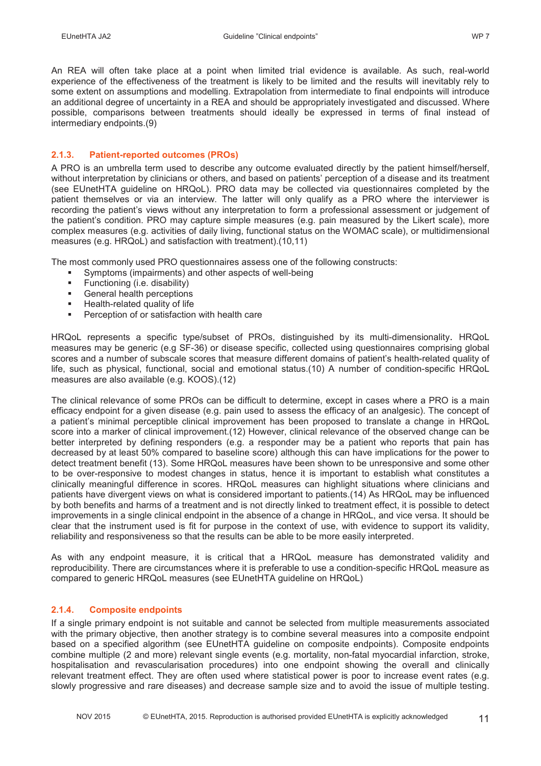An REA will often take place at a point when limited trial evidence is available. As such, real-world experience of the effectiveness of the treatment is likely to be limited and the results will inevitably rely to some extent on assumptions and modelling. Extrapolation from intermediate to final endpoints will introduce an additional degree of uncertainty in a REA and should be appropriately investigated and discussed. Where possible, comparisons between treatments should ideally be expressed in terms of final instead of intermediary endpoints.(9)

### 2.1.3. Patient-reported outcomes (PROs)

A PRO is an umbrella term used to describe any outcome evaluated directly by the patient himself/herself, without interpretation by clinicians or others, and based on patients' perception of a disease and its treatment (see EUnetHTA guideline on HRQoL). PRO data may be collected via questionnaires completed by the patient themselves or via an interview. The latter will only qualify as a PRO where the interviewer is recording the patient's views without any interpretation to form a professional assessment or judgement of the patient's condition. PRO may capture simple measures (e.g. pain measured by the Likert scale), more complex measures (e.g. activities of daily living, functional status on the WOMAC scale), or multidimensional measures (e.g. HRQoL) and satisfaction with treatment).(10,11)

The most commonly used PRO questionnaires assess one of the following constructs:

- Symptoms (impairments) and other aspects of well-being
- Functioning (i.e. disability)
- General health perceptions
- Health-related quality of life
- Perception of or satisfaction with health care

HRQoL represents a specific type/subset of PROs, distinguished by its multi-dimensionality. HRQoL measures may be generic (e.g SF-36) or disease specific, collected using questionnaires comprising global scores and a number of subscale scores that measure different domains of patient's health-related quality of life, such as physical, functional, social and emotional status.(10) A number of condition-specific HRQoL measures are also available (e.g. KOOS).(12)

The clinical relevance of some PROs can be difficult to determine, except in cases where a PRO is a main efficacy endpoint for a given disease (e.g. pain used to assess the efficacy of an analgesic). The concept of a patient's minimal perceptible clinical improvement has been proposed to translate a change in HRQoL score into a marker of clinical improvement.(12) However, clinical relevance of the observed change can be better interpreted by defining responders (e.g. a responder may be a patient who reports that pain has decreased by at least 50% compared to baseline score) although this can have implications for the power to detect treatment benefit (13). Some HRQoL measures have been shown to be unresponsive and some other to be over-responsive to modest changes in status, hence it is important to establish what constitutes a clinically meaningful difference in scores. HRQoL measures can highlight situations where clinicians and patients have divergent views on what is considered important to patients.(14) As HRQoL may be influenced by both benefits and harms of a treatment and is not directly linked to treatment effect, it is possible to detect improvements in a single clinical endpoint in the absence of a change in HRQoL, and vice versa. It should be clear that the instrument used is fit for purpose in the context of use, with evidence to support its validity, reliability and responsiveness so that the results can be able to be more easily interpreted.

As with any endpoint measure, it is critical that a HRQoL measure has demonstrated validity and reproducibility. There are circumstances where it is preferable to use a condition-specific HRQoL measure as compared to generic HRQoL measures (see EUnetHTA guideline on HRQoL)

### 2.1.4. Composite endpoints

If a single primary endpoint is not suitable and cannot be selected from multiple measurements associated with the primary objective, then another strategy is to combine several measures into a composite endpoint based on a specified algorithm (see EUnetHTA guideline on composite endpoints). Composite endpoints combine multiple (2 and more) relevant single events (e.g. mortality, non-fatal myocardial infarction, stroke, hospitalisation and revascularisation procedures) into one endpoint showing the overall and clinically relevant treatment effect. They are often used where statistical power is poor to increase event rates (e.g. slowly progressive and rare diseases) and decrease sample size and to avoid the issue of multiple testing.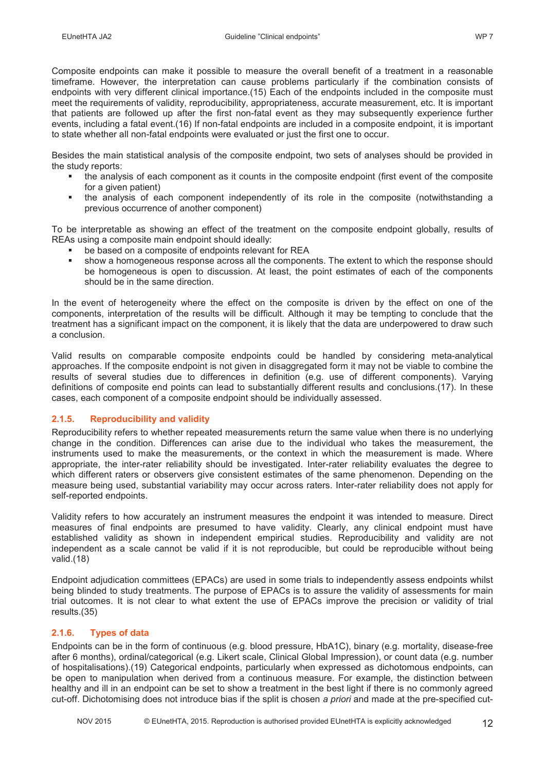Composite endpoints can make it possible to measure the overall benefit of a treatment in a reasonable timeframe. However, the interpretation can cause problems particularly if the combination consists of endpoints with very different clinical importance.(15) Each of the endpoints included in the composite must meet the requirements of validity, reproducibility, appropriateness, accurate measurement, etc. It is important that patients are followed up after the first non-fatal event as they may subsequently experience further events, including a fatal event.(16) If non-fatal endpoints are included in a composite endpoint, it is important to state whether all non-fatal endpoints were evaluated or just the first one to occur.

Besides the main statistical analysis of the composite endpoint, two sets of analyses should be provided in the study reports:

- the analysis of each component as it counts in the composite endpoint (first event of the composite for a given patient)
- the analysis of each component independently of its role in the composite (notwithstanding a previous occurrence of another component)

To be interpretable as showing an effect of the treatment on the composite endpoint globally, results of REAs using a composite main endpoint should ideally:

- be based on a composite of endpoints relevant for REA
- show a homogeneous response across all the components. The extent to which the response should be homogeneous is open to discussion. At least, the point estimates of each of the components should be in the same direction.

In the event of heterogeneity where the effect on the composite is driven by the effect on one of the components, interpretation of the results will be difficult. Although it may be tempting to conclude that the treatment has a significant impact on the component, it is likely that the data are underpowered to draw such a conclusion.

Valid results on comparable composite endpoints could be handled by considering meta-analytical approaches. If the composite endpoint is not given in disaggregated form it may not be viable to combine the results of several studies due to differences in definition (e.g. use of different components). Varying definitions of composite end points can lead to substantially different results and conclusions.(17). In these cases, each component of a composite endpoint should be individually assessed.

### 2.1.5. Reproducibility and validity

Reproducibility refers to whether repeated measurements return the same value when there is no underlying change in the condition. Differences can arise due to the individual who takes the measurement, the instruments used to make the measurements, or the context in which the measurement is made. Where appropriate, the inter-rater reliability should be investigated. Inter-rater reliability evaluates the degree to which different raters or observers give consistent estimates of the same phenomenon. Depending on the measure being used, substantial variability may occur across raters. Inter-rater reliability does not apply for self-reported endpoints.

Validity refers to how accurately an instrument measures the endpoint it was intended to measure. Direct measures of final endpoints are presumed to have validity. Clearly, any clinical endpoint must have established validity as shown in independent empirical studies. Reproducibility and validity are not independent as a scale cannot be valid if it is not reproducible, but could be reproducible without being valid.(18)

Endpoint adjudication committees (EPACs) are used in some trials to independently assess endpoints whilst being blinded to study treatments. The purpose of EPACs is to assure the validity of assessments for main trial outcomes. It is not clear to what extent the use of EPACs improve the precision or validity of trial results.(35)

### 2.1.6. Types of data

Endpoints can be in the form of continuous (e.g. blood pressure, HbA1C), binary (e.g. mortality, disease-free after 6 months), ordinal/categorical (e.g. Likert scale, Clinical Global Impression), or count data (e.g. number of hospitalisations).(19) Categorical endpoints, particularly when expressed as dichotomous endpoints, can be open to manipulation when derived from a continuous measure. For example, the distinction between healthy and ill in an endpoint can be set to show a treatment in the best light if there is no commonly agreed cut-off. Dichotomising does not introduce bias if the split is chosen *a priori* and made at the pre-specified cut-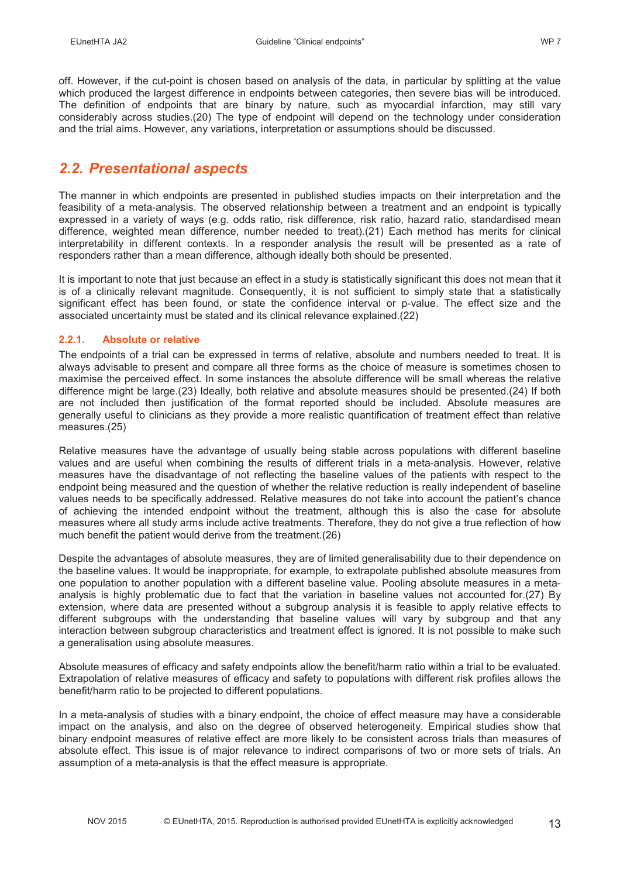off. However, if the cut-point is chosen based on analysis of the data, in particular by splitting at the value which produced the largest difference in endpoints between categories, then severe bias will be introduced. The definition of endpoints that are binary by nature, such as myocardial infarction, may still vary considerably across studies.(20) The type of endpoint will depend on the technology under consideration and the trial aims. However, any variations, interpretation or assumptions should be discussed.

## *2.2. Presentational aspects*

The manner in which endpoints are presented in published studies impacts on their interpretation and the feasibility of a meta-analysis. The observed relationship between a treatment and an endpoint is typically expressed in a variety of ways (e.g. odds ratio, risk difference, risk ratio, hazard ratio, standardised mean difference, weighted mean difference, number needed to treat).(21) Each method has merits for clinical interpretability in different contexts. In a responder analysis the result will be presented as a rate of responders rather than a mean difference, although ideally both should be presented.

It is important to note that just because an effect in a study is statistically significant this does not mean that it is of a clinically relevant magnitude. Consequently, it is not sufficient to simply state that a statistically significant effect has been found, or state the confidence interval or p-value. The effect size and the associated uncertainty must be stated and its clinical relevance explained.(22)

### 2.2.1. Absolute or relative

The endpoints of a trial can be expressed in terms of relative, absolute and numbers needed to treat. It is always advisable to present and compare all three forms as the choice of measure is sometimes chosen to maximise the perceived effect. In some instances the absolute difference will be small whereas the relative difference might be large.(23) Ideally, both relative and absolute measures should be presented.(24) If both are not included then justification of the format reported should be included. Absolute measures are generally useful to clinicians as they provide a more realistic quantification of treatment effect than relative measures.(25)

Relative measures have the advantage of usually being stable across populations with different baseline values and are useful when combining the results of different trials in a meta-analysis. However, relative measures have the disadvantage of not reflecting the baseline values of the patients with respect to the endpoint being measured and the question of whether the relative reduction is really independent of baseline values needs to be specifically addressed. Relative measures do not take into account the patient's chance of achieving the intended endpoint without the treatment, although this is also the case for absolute measures where all study arms include active treatments. Therefore, they do not give a true reflection of how much benefit the patient would derive from the treatment.(26)

Despite the advantages of absolute measures, they are of limited generalisability due to their dependence on the baseline values. It would be inappropriate, for example, to extrapolate published absolute measures from one population to another population with a different baseline value. Pooling absolute measures in a meta-analysis is highly problematic due to fact that the variation in baseline values not accounted for.(27) By extension, where data are presented without a subgroup analysis it is feasible to apply relative effects to different subgroups with the understanding that baseline values will vary by subgroup and that any interaction between subgroup characteristics and treatment effect is ignored. It is not possible to make such a generalisation using absolute measures.

Absolute measures of efficacy and safety endpoints allow the benefit/harm ratio within a trial to be evaluated. Extrapolation of relative measures of efficacy and safety to populations with different risk profiles allows the benefit/harm ratio to be projected to different populations.

In a meta-analysis of studies with a binary endpoint, the choice of effect measure may have a considerable impact on the analysis, and also on the degree of observed heterogeneity. Empirical studies show that binary endpoint measures of relative effect are more likely to be consistent across trials than measures of absolute effect. This issue is of major relevance to indirect comparisons of two or more sets of trials. An assumption of a meta-analysis is that the effect measure is appropriate.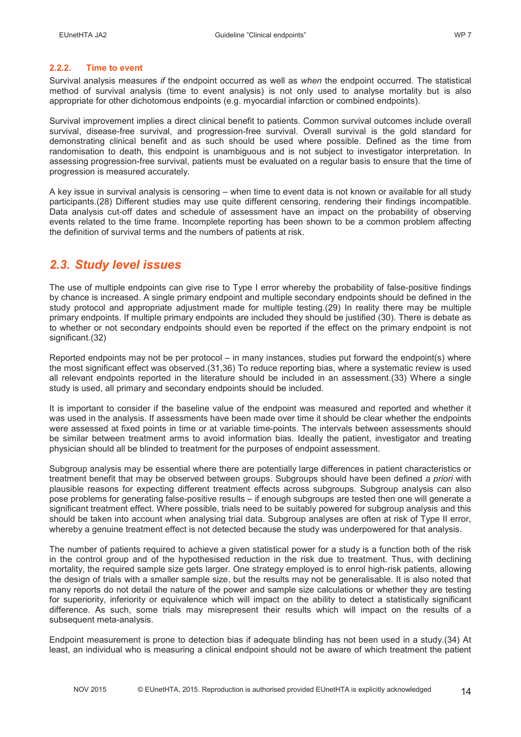### 2.2.2. Time to event

Survival analysis measures *if* the endpoint occurred as well as *when* the endpoint occurred. The statistical method of survival analysis (time to event analysis) is not only used to analyse mortality but is also appropriate for other dichotomous endpoints (e.g. myocardial infarction or combined endpoints).

Survival improvement implies a direct clinical benefit to patients. Common survival outcomes include overall survival, disease-free survival, and progression-free survival. Overall survival is the gold standard for demonstrating clinical benefit and as such should be used where possible. Defined as the time from randomisation to death, this endpoint is unambiguous and is not subject to investigator interpretation. In assessing progression-free survival, patients must be evaluated on a regular basis to ensure that the time of progression is measured accurately.

A key issue in survival analysis is censoring – when time to event data is not known or available for all study participants.(28) Different studies may use quite different censoring, rendering their findings incompatible. Data analysis cut-off dates and schedule of assessment have an impact on the probability of observing events related to the time frame. Incomplete reporting has been shown to be a common problem affecting the definition of survival terms and the numbers of patients at risk.

## *2.3. Study level issues*

The use of multiple endpoints can give rise to Type I error whereby the probability of false-positive findings by chance is increased. A single primary endpoint and multiple secondary endpoints should be defined in the study protocol and appropriate adjustment made for multiple testing.(29) In reality there may be multiple primary endpoints. If multiple primary endpoints are included they should be justified (30). There is debate as to whether or not secondary endpoints should even be reported if the effect on the primary endpoint is not significant.(32)

Reported endpoints may not be per protocol – in many instances, studies put forward the endpoint(s) where the most significant effect was observed.(31,36) To reduce reporting bias, where a systematic review is used all relevant endpoints reported in the literature should be included in an assessment.(33) Where a single study is used, all primary and secondary endpoints should be included.

It is important to consider if the baseline value of the endpoint was measured and reported and whether it was used in the analysis. If assessments have been made over time it should be clear whether the endpoints were assessed at fixed points in time or at variable time-points. The intervals between assessments should be similar between treatment arms to avoid information bias. Ideally the patient, investigator and treating physician should all be blinded to treatment for the purposes of endpoint assessment.

Subgroup analysis may be essential where there are potentially large differences in patient characteristics or treatment benefit that may be observed between groups. Subgroups should have been defined *a priori* with plausible reasons for expecting different treatment effects across subgroups. Subgroup analysis can also pose problems for generating false-positive results – if enough subgroups are tested then one will generate a significant treatment effect. Where possible, trials need to be suitably powered for subgroup analysis and this should be taken into account when analysing trial data. Subgroup analyses are often at risk of Type II error, whereby a genuine treatment effect is not detected because the study was underpowered for that analysis.

The number of patients required to achieve a given statistical power for a study is a function both of the risk in the control group and of the hypothesised reduction in the risk due to treatment. Thus, with declining mortality, the required sample size gets larger. One strategy employed is to enrol high-risk patients, allowing the design of trials with a smaller sample size, but the results may not be generalisable. It is also noted that many reports do not detail the nature of the power and sample size calculations or whether they are testing for superiority, inferiority or equivalence which will impact on the ability to detect a statistically significant difference. As such, some trials may misrepresent their results which will impact on the results of a subsequent meta-analysis.

Endpoint measurement is prone to detection bias if adequate blinding has not been used in a study.(34) At least, an individual who is measuring a clinical endpoint should not be aware of which treatment the patient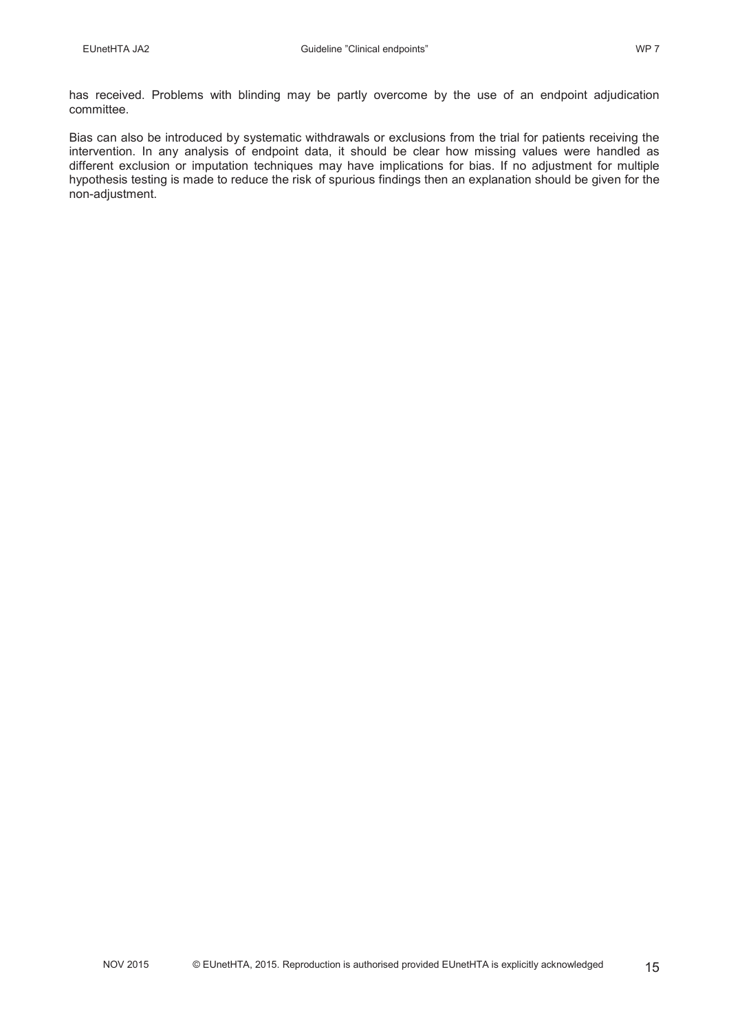has received. Problems with blinding may be partly overcome by the use of an endpoint adjudication committee.

Bias can also be introduced by systematic withdrawals or exclusions from the trial for patients receiving the intervention. In any analysis of endpoint data, it should be clear how missing values were handled as different exclusion or imputation techniques may have implications for bias. If no adjustment for multiple hypothesis testing is made to reduce the risk of spurious findings then an explanation should be given for the non-adjustment.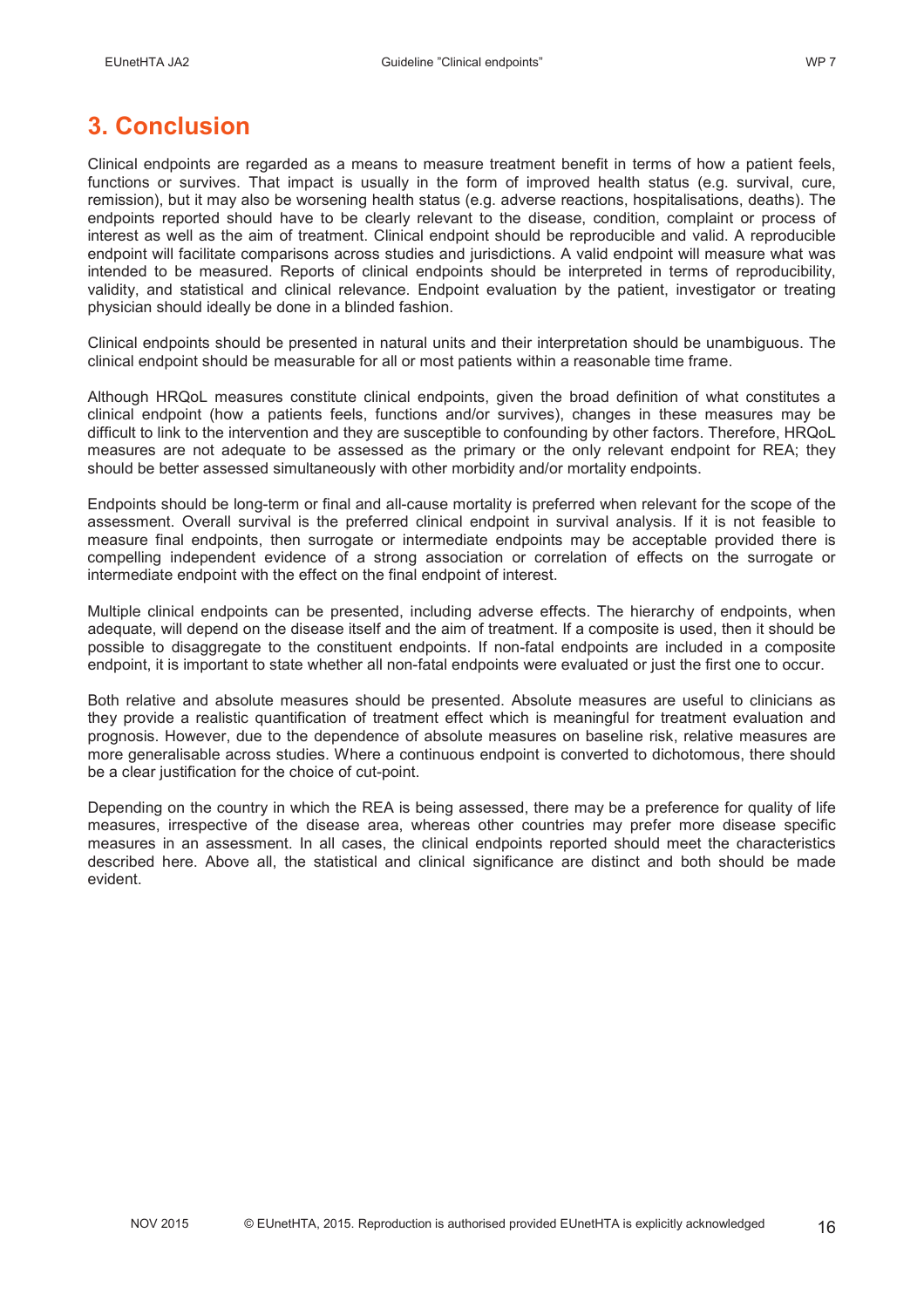# 3. Conclusion

Clinical endpoints are regarded as a means to measure treatment benefit in terms of how a patient feels, functions or survives. That impact is usually in the form of improved health status (e.g. survival, cure, remission), but it may also be worsening health status (e.g. adverse reactions, hospitalisations, deaths). The endpoints reported should have to be clearly relevant to the disease, condition, complaint or process of interest as well as the aim of treatment. Clinical endpoint should be reproducible and valid. A reproducible endpoint will facilitate comparisons across studies and jurisdictions. A valid endpoint will measure what was intended to be measured. Reports of clinical endpoints should be interpreted in terms of reproducibility, validity, and statistical and clinical relevance. Endpoint evaluation by the patient, investigator or treating physician should ideally be done in a blinded fashion.

Clinical endpoints should be presented in natural units and their interpretation should be unambiguous. The clinical endpoint should be measurable for all or most patients within a reasonable time frame.

Although HRQoL measures constitute clinical endpoints, given the broad definition of what constitutes a clinical endpoint (how a patients feels, functions and/or survives), changes in these measures may be difficult to link to the intervention and they are susceptible to confounding by other factors. Therefore, HRQoL measures are not adequate to be assessed as the primary or the only relevant endpoint for REA; they should be better assessed simultaneously with other morbidity and/or mortality endpoints.

Endpoints should be long-term or final and all-cause mortality is preferred when relevant for the scope of the assessment. Overall survival is the preferred clinical endpoint in survival analysis. If it is not feasible to measure final endpoints, then surrogate or intermediate endpoints may be acceptable provided there is compelling independent evidence of a strong association or correlation of effects on the surrogate or intermediate endpoint with the effect on the final endpoint of interest.

Multiple clinical endpoints can be presented, including adverse effects. The hierarchy of endpoints, when adequate, will depend on the disease itself and the aim of treatment. If a composite is used, then it should be possible to disaggregate to the constituent endpoints. If non-fatal endpoints are included in a composite endpoint, it is important to state whether all non-fatal endpoints were evaluated or just the first one to occur.

Both relative and absolute measures should be presented. Absolute measures are useful to clinicians as they provide a realistic quantification of treatment effect which is meaningful for treatment evaluation and prognosis. However, due to the dependence of absolute measures on baseline risk, relative measures are more generalisable across studies. Where a continuous endpoint is converted to dichotomous, there should be a clear justification for the choice of cut-point.

Depending on the country in which the REA is being assessed, there may be a preference for quality of life measures, irrespective of the disease area, whereas other countries may prefer more disease specific measures in an assessment. In all cases, the clinical endpoints reported should meet the characteristics described here. Above all, the statistical and clinical significance are distinct and both should be made evident.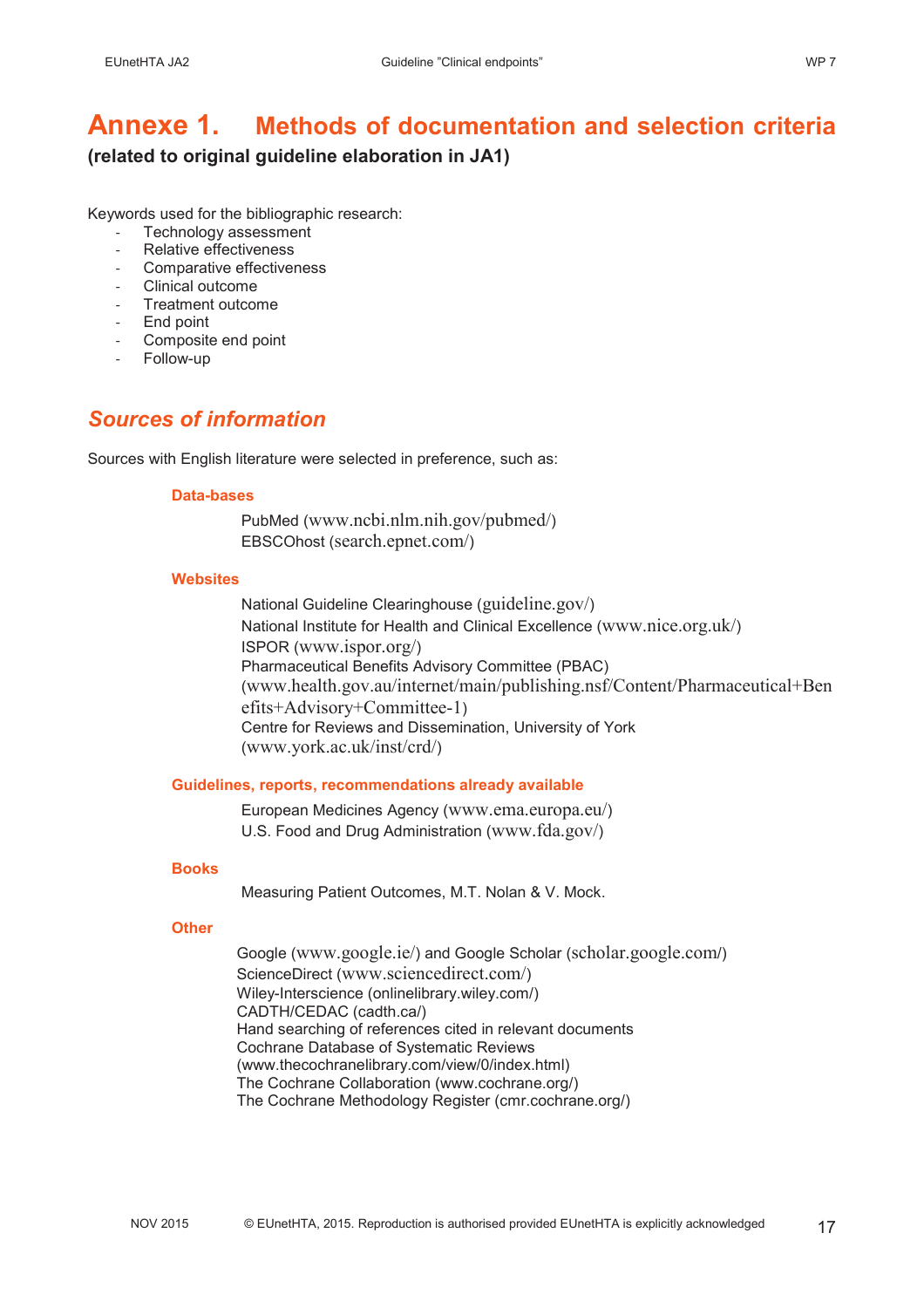# Annexe 1. Methods of documentation and selection criteria

**(related to original guideline elaboration in JA1)**

Keywords used for the bibliographic research:

- Technology assessment
- Relative effectiveness
- Comparative effectiveness
- Clinical outcome
- Treatment outcome
- End point
- Composite end point
- Follow-up

## *Sources of information*

Sources with English literature were selected in preference, such as:

### Data-bases

PubMed (www.ncbi.nlm.nih.gov/pubmed/)
EBSCOhost (search.epnet.com/)

### Websites

National Guideline Clearinghouse (guideline.gov/)
National Institute for Health and Clinical Excellence (www.nice.org.uk/)
ISPOR (www.ispor.org/)
Pharmaceutical Benefits Advisory Committee (PBAC)
(www.health.gov.au/internet/main/publishing.nsf/Content/Pharmaceutical+Benefits+Advisory+Committee-1)
Centre for Reviews and Dissemination, University of York
(www.york.ac.uk/inst/crd/)

### Guidelines, reports, recommendations already available

European Medicines Agency (www.ema.europa.eu/)
U.S. Food and Drug Administration (www.fda.gov/)

### Books

Measuring Patient Outcomes, M.T. Nolan & V. Mock.

### Other

Google (www.google.ie/) and Google Scholar (scholar.google.com/)
ScienceDirect (www.sciencedirect.com/)
Wiley-Interscience (onlinelibrary.wiley.com/)
CADTH/CEDAC (cadth.ca/)
Hand searching of references cited in relevant documents
Cochrane Database of Systematic Reviews
(www.thecochranelibrary.com/view/0/index.html)
The Cochrane Collaboration (www.cochrane.org/)
The Cochrane Methodology Register (cmr.cochrane.org/)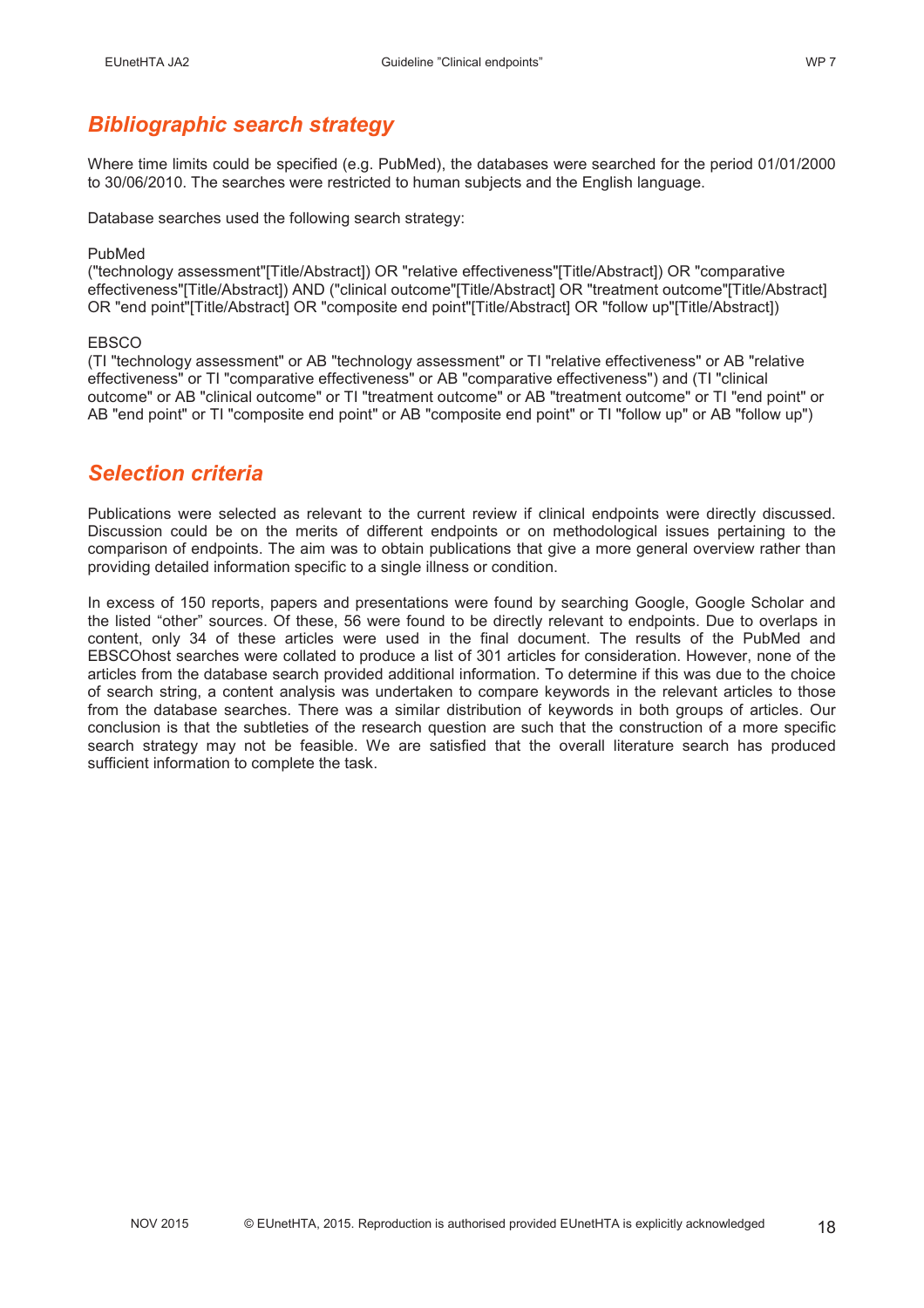## *Bibliographic search strategy*

Where time limits could be specified (e.g. PubMed), the databases were searched for the period 01/01/2000 to 30/06/2010. The searches were restricted to human subjects and the English language.

Database searches used the following search strategy:

PubMed
("technology assessment"[Title/Abstract]) OR "relative effectiveness"[Title/Abstract]) OR "comparative effectiveness"[Title/Abstract]) AND ("clinical outcome"[Title/Abstract] OR "treatment outcome"[Title/Abstract] OR "end point"[Title/Abstract] OR "composite end point"[Title/Abstract] OR "follow up"[Title/Abstract])

EBSCO
(TI "technology assessment" or AB "technology assessment" or TI "relative effectiveness" or AB "relative effectiveness" or TI "comparative effectiveness" or AB "comparative effectiveness") and (TI "clinical outcome" or AB "clinical outcome" or TI "treatment outcome" or AB "treatment outcome" or TI "end point" or AB "end point" or TI "composite end point" or AB "composite end point" or TI "follow up" or AB "follow up")

## *Selection criteria*

Publications were selected as relevant to the current review if clinical endpoints were directly discussed. Discussion could be on the merits of different endpoints or on methodological issues pertaining to the comparison of endpoints. The aim was to obtain publications that give a more general overview rather than providing detailed information specific to a single illness or condition.

In excess of 150 reports, papers and presentations were found by searching Google, Google Scholar and the listed "other" sources. Of these, 56 were found to be directly relevant to endpoints. Due to overlaps in content, only 34 of these articles were used in the final document. The results of the PubMed and EBSCOhost searches were collated to produce a list of 301 articles for consideration. However, none of the articles from the database search provided additional information. To determine if this was due to the choice of search string, a content analysis was undertaken to compare keywords in the relevant articles to those from the database searches. There was a similar distribution of keywords in both groups of articles. Our conclusion is that the subtleties of the research question are such that the construction of a more specific search strategy may not be feasible. We are satisfied that the overall literature search has produced sufficient information to complete the task.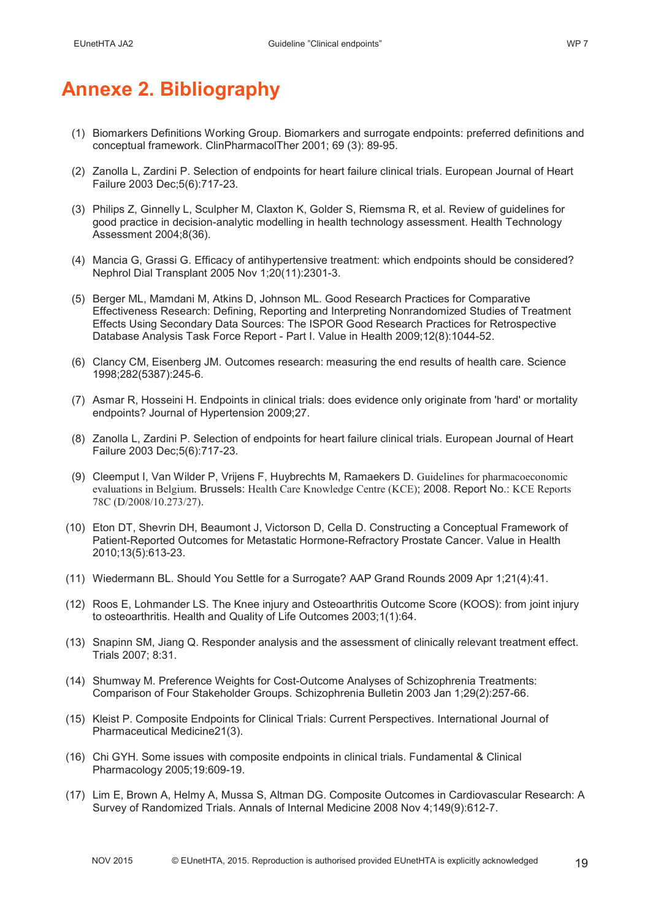# Annexe 2. Bibliography

(1) Biomarkers Definitions Working Group. Biomarkers and surrogate endpoints: preferred definitions and conceptual framework. ClinPharmacolTher 2001; 69 (3): 89-95.

(2) Zanolla L, Zardini P. Selection of endpoints for heart failure clinical trials. European Journal of Heart Failure 2003 Dec;5(6):717-23.

(3) Philips Z, Ginnelly L, Sculpher M, Claxton K, Golder S, Riemsma R, et al. Review of guidelines for good practice in decision-analytic modelling in health technology assessment. Health Technology Assessment 2004;8(36).

(4) Mancia G, Grassi G. Efficacy of antihypertensive treatment: which endpoints should be considered? Nephrol Dial Transplant 2005 Nov 1;20(11):2301-3.

(5) Berger ML, Mamdani M, Atkins D, Johnson ML. Good Research Practices for Comparative Effectiveness Research: Defining, Reporting and Interpreting Nonrandomized Studies of Treatment Effects Using Secondary Data Sources: The ISPOR Good Research Practices for Retrospective Database Analysis Task Force Report - Part I. Value in Health 2009;12(8):1044-52.

(6) Clancy CM, Eisenberg JM. Outcomes research: measuring the end results of health care. Science 1998;282(5387):245-6.

(7) Asmar R, Hosseini H. Endpoints in clinical trials: does evidence only originate from 'hard' or mortality endpoints? Journal of Hypertension 2009;27.

(8) Zanolla L, Zardini P. Selection of endpoints for heart failure clinical trials. European Journal of Heart Failure 2003 Dec;5(6):717-23.

(9) Cleemput I, Van Wilder P, Vrijens F, Huybrechts M, Ramaekers D. Guidelines for pharmacoeconomic evaluations in Belgium. Brussels: Health Care Knowledge Centre (KCE); 2008. Report No.: KCE Reports 78C (D/2008/10.273/27).

(10) Eton DT, Shevrin DH, Beaumont J, Victorson D, Cella D. Constructing a Conceptual Framework of Patient-Reported Outcomes for Metastatic Hormone-Refractory Prostate Cancer. Value in Health 2010;13(5):613-23.

(11) Wiedermann BL. Should You Settle for a Surrogate? AAP Grand Rounds 2009 Apr 1;21(4):41.

(12) Roos E, Lohmander LS. The Knee injury and Osteoarthritis Outcome Score (KOOS): from joint injury to osteoarthritis. Health and Quality of Life Outcomes 2003;1(1):64.

(13) Snapinn SM, Jiang Q. Responder analysis and the assessment of clinically relevant treatment effect. Trials 2007; 8:31.

(14) Shumway M. Preference Weights for Cost-Outcome Analyses of Schizophrenia Treatments: Comparison of Four Stakeholder Groups. Schizophrenia Bulletin 2003 Jan 1;29(2):257-66.

(15) Kleist P. Composite Endpoints for Clinical Trials: Current Perspectives. International Journal of Pharmaceutical Medicine21(3).

(16) Chi GYH. Some issues with composite endpoints in clinical trials. Fundamental & Clinical Pharmacology 2005;19:609-19.

(17) Lim E, Brown A, Helmy A, Mussa S, Altman DG. Composite Outcomes in Cardiovascular Research: A Survey of Randomized Trials. Annals of Internal Medicine 2008 Nov 4;149(9):612-7.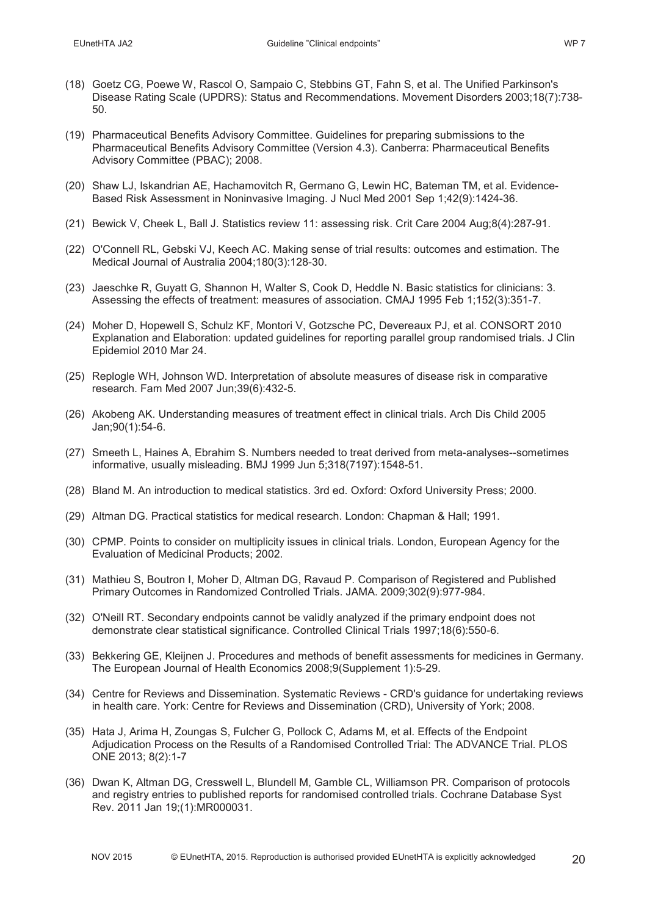(18) Goetz CG, Poewe W, Rascol O, Sampaio C, Stebbins GT, Fahn S, et al. The Unified Parkinson's Disease Rating Scale (UPDRS): Status and Recommendations. Movement Disorders 2003;18(7):738-50.

(19) Pharmaceutical Benefits Advisory Committee. Guidelines for preparing submissions to the Pharmaceutical Benefits Advisory Committee (Version 4.3). Canberra: Pharmaceutical Benefits Advisory Committee (PBAC); 2008.

(20) Shaw LJ, Iskandrian AE, Hachamovitch R, Germano G, Lewin HC, Bateman TM, et al. Evidence-Based Risk Assessment in Noninvasive Imaging. J Nucl Med 2001 Sep 1;42(9):1424-36.

(21) Bewick V, Cheek L, Ball J. Statistics review 11: assessing risk. Crit Care 2004 Aug;8(4):287-91.

(22) O'Connell RL, Gebski VJ, Keech AC. Making sense of trial results: outcomes and estimation. The Medical Journal of Australia 2004;180(3):128-30.

(23) Jaeschke R, Guyatt G, Shannon H, Walter S, Cook D, Heddle N. Basic statistics for clinicians: 3. Assessing the effects of treatment: measures of association. CMAJ 1995 Feb 1;152(3):351-7.

(24) Moher D, Hopewell S, Schulz KF, Montori V, Gotzsche PC, Devereaux PJ, et al. CONSORT 2010 Explanation and Elaboration: updated guidelines for reporting parallel group randomised trials. J Clin Epidemiol 2010 Mar 24.

(25) Replogle WH, Johnson WD. Interpretation of absolute measures of disease risk in comparative research. Fam Med 2007 Jun;39(6):432-5.

(26) Akobeng AK. Understanding measures of treatment effect in clinical trials. Arch Dis Child 2005 Jan;90(1):54-6.

(27) Smeeth L, Haines A, Ebrahim S. Numbers needed to treat derived from meta-analyses--sometimes informative, usually misleading. BMJ 1999 Jun 5;318(7197):1548-51.

(28) Bland M. An introduction to medical statistics. 3rd ed. Oxford: Oxford University Press; 2000.

(29) Altman DG. Practical statistics for medical research. London: Chapman & Hall; 1991.

(30) CPMP. Points to consider on multiplicity issues in clinical trials. London, European Agency for the Evaluation of Medicinal Products; 2002.

(31) Mathieu S, Boutron I, Moher D, Altman DG, Ravaud P. Comparison of Registered and Published Primary Outcomes in Randomized Controlled Trials. JAMA. 2009;302(9):977-984.

(32) O'Neill RT. Secondary endpoints cannot be validly analyzed if the primary endpoint does not demonstrate clear statistical significance. Controlled Clinical Trials 1997;18(6):550-6.

(33) Bekkering GE, Kleijnen J. Procedures and methods of benefit assessments for medicines in Germany. The European Journal of Health Economics 2008;9(Supplement 1):5-29.

(34) Centre for Reviews and Dissemination. Systematic Reviews - CRD's guidance for undertaking reviews in health care. York: Centre for Reviews and Dissemination (CRD), University of York; 2008.

(35) Hata J, Arima H, Zoungas S, Fulcher G, Pollock C, Adams M, et al. Effects of the Endpoint Adjudication Process on the Results of a Randomised Controlled Trial: The ADVANCE Trial. PLOS ONE 2013; 8(2):1-7

(36) Dwan K, Altman DG, Cresswell L, Blundell M, Gamble CL, Williamson PR. Comparison of protocols and registry entries to published reports for randomised controlled trials. Cochrane Database Syst Rev. 2011 Jan 19;(1):MR000031.